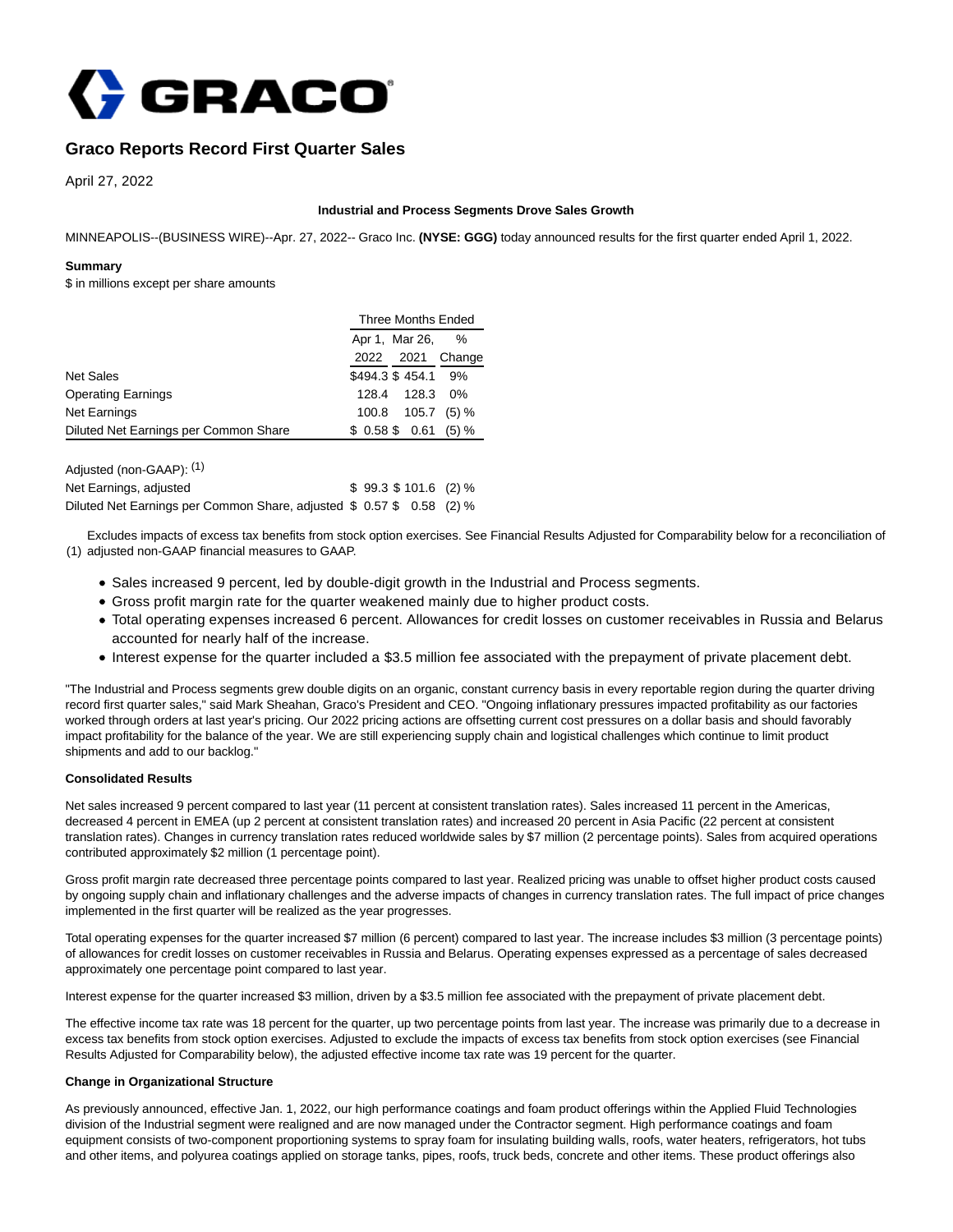# Graco Reports Record First Quarter Sales

April 27, 2022

**Industrial and Process Segments Drove Sales Growth**

MINNEAPOLIS--(BUSINESS WIRE)--Apr. 27, 2022-- Graco Inc. **(NYSE: GGG)** today announced results for the first quarter ended April 1, 2022.

**Summary**

$ in millions except per share amounts

| | Three Months Ended | | |
|---|---|---|---|
| | Apr 1, 2022 | Mar 26, 2021 | % Change |
| Net Sales | $494.3 | $ 454.1 | 9% |
| Operating Earnings | 128.4 | 128.3 | 0% |
| Net Earnings | 100.8 | 105.7 | (5) % |
| Diluted Net Earnings per Common Share | $ 0.58 | $ 0.61 | (5) % |
| | | | |
| Adjusted (non-GAAP): (1) | | | |
| Net Earnings, adjusted | $ 99.3 | $ 101.6 | (2) % |
| Diluted Net Earnings per Common Share, adjusted | $ 0.57 | $ 0.58 | (2) % |

(1) Excludes impacts of excess tax benefits from stock option exercises. See Financial Results Adjusted for Comparability below for a reconciliation of adjusted non-GAAP financial measures to GAAP.

- Sales increased 9 percent, led by double-digit growth in the Industrial and Process segments.
- Gross profit margin rate for the quarter weakened mainly due to higher product costs.
- Total operating expenses increased 6 percent. Allowances for credit losses on customer receivables in Russia and Belarus accounted for nearly half of the increase.
- Interest expense for the quarter included a $3.5 million fee associated with the prepayment of private placement debt.

"The Industrial and Process segments grew double digits on an organic, constant currency basis in every reportable region during the quarter driving record first quarter sales," said Mark Sheahan, Graco's President and CEO. "Ongoing inflationary pressures impacted profitability as our factories worked through orders at last year's pricing. Our 2022 pricing actions are offsetting current cost pressures on a dollar basis and should favorably impact profitability for the balance of the year. We are still experiencing supply chain and logistical challenges which continue to limit product shipments and add to our backlog."

**Consolidated Results**

Net sales increased 9 percent compared to last year (11 percent at consistent translation rates). Sales increased 11 percent in the Americas, decreased 4 percent in EMEA (up 2 percent at consistent translation rates) and increased 20 percent in Asia Pacific (22 percent at consistent translation rates). Changes in currency translation rates reduced worldwide sales by $7 million (2 percentage points). Sales from acquired operations contributed approximately $2 million (1 percentage point).

Gross profit margin rate decreased three percentage points compared to last year. Realized pricing was unable to offset higher product costs caused by ongoing supply chain and inflationary challenges and the adverse impacts of changes in currency translation rates. The full impact of price changes implemented in the first quarter will be realized as the year progresses.

Total operating expenses for the quarter increased $7 million (6 percent) compared to last year. The increase includes $3 million (3 percentage points) of allowances for credit losses on customer receivables in Russia and Belarus. Operating expenses expressed as a percentage of sales decreased approximately one percentage point compared to last year.

Interest expense for the quarter increased $3 million, driven by a $3.5 million fee associated with the prepayment of private placement debt.

The effective income tax rate was 18 percent for the quarter, up two percentage points from last year. The increase was primarily due to a decrease in excess tax benefits from stock option exercises. Adjusted to exclude the impacts of excess tax benefits from stock option exercises (see Financial Results Adjusted for Comparability below), the adjusted effective income tax rate was 19 percent for the quarter.

**Change in Organizational Structure**

As previously announced, effective Jan. 1, 2022, our high performance coatings and foam product offerings within the Applied Fluid Technologies division of the Industrial segment were realigned and are now managed under the Contractor segment. High performance coatings and foam equipment consists of two-component proportioning systems to spray foam for insulating building walls, roofs, water heaters, refrigerators, hot tubs and other items, and polyurea coatings applied on storage tanks, pipes, roofs, truck beds, concrete and other items. These product offerings also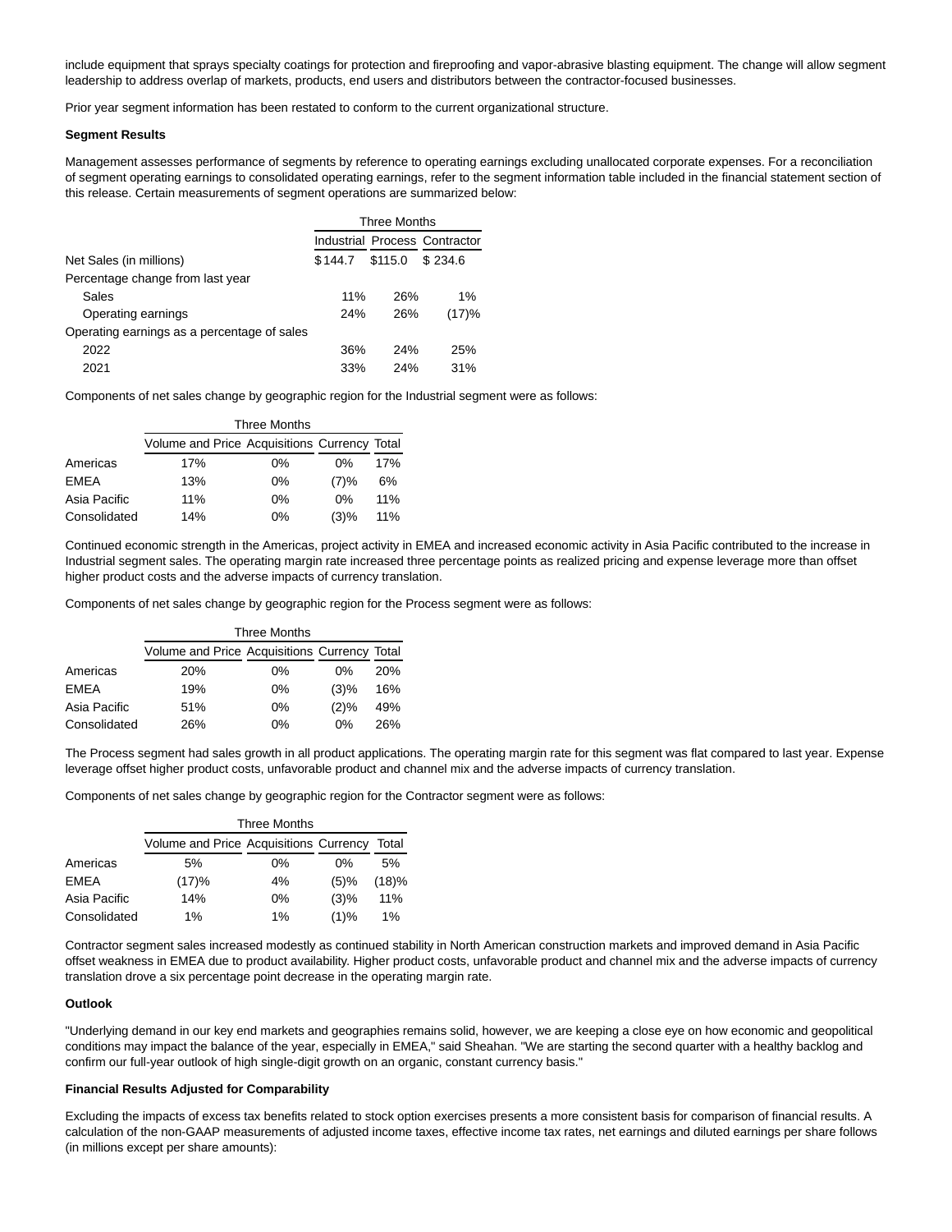include equipment that sprays specialty coatings for protection and fireproofing and vapor-abrasive blasting equipment. The change will allow segment leadership to address overlap of markets, products, end users and distributors between the contractor-focused businesses.

Prior year segment information has been restated to conform to the current organizational structure.

**Segment Results**

Management assesses performance of segments by reference to operating earnings excluding unallocated corporate expenses. For a reconciliation of segment operating earnings to consolidated operating earnings, refer to the segment information table included in the financial statement section of this release. Certain measurements of segment operations are summarized below:

| | Three Months | | |
|---|---|---|---|
| | Industrial | Process | Contractor |
| Net Sales (in millions) | $144.7 | $115.0 | $234.6 |
| Percentage change from last year | | | |
| Sales | 11% | 26% | 1% |
| Operating earnings | 24% | 26% | (17)% |
| Operating earnings as a percentage of sales | | | |
| 2022 | 36% | 24% | 25% |
| 2021 | 33% | 24% | 31% |

Components of net sales change by geographic region for the Industrial segment were as follows:

| | Three Months | | | |
|---|---|---|---|---|
| | Volume and Price | Acquisitions | Currency | Total |
| Americas | 17% | 0% | 0% | 17% |
| EMEA | 13% | 0% | (7)% | 6% |
| Asia Pacific | 11% | 0% | 0% | 11% |
| Consolidated | 14% | 0% | (3)% | 11% |

Continued economic strength in the Americas, project activity in EMEA and increased economic activity in Asia Pacific contributed to the increase in Industrial segment sales. The operating margin rate increased three percentage points as realized pricing and expense leverage more than offset higher product costs and the adverse impacts of currency translation.

Components of net sales change by geographic region for the Process segment were as follows:

| | Three Months | | | |
|---|---|---|---|---|
| | Volume and Price | Acquisitions | Currency | Total |
| Americas | 20% | 0% | 0% | 20% |
| EMEA | 19% | 0% | (3)% | 16% |
| Asia Pacific | 51% | 0% | (2)% | 49% |
| Consolidated | 26% | 0% | 0% | 26% |

The Process segment had sales growth in all product applications. The operating margin rate for this segment was flat compared to last year. Expense leverage offset higher product costs, unfavorable product and channel mix and the adverse impacts of currency translation.

Components of net sales change by geographic region for the Contractor segment were as follows:

| | Three Months | | | |
|---|---|---|---|---|
| | Volume and Price | Acquisitions | Currency | Total |
| Americas | 5% | 0% | 0% | 5% |
| EMEA | (17)% | 4% | (5)% | (18)% |
| Asia Pacific | 14% | 0% | (3)% | 11% |
| Consolidated | 1% | 1% | (1)% | 1% |

Contractor segment sales increased modestly as continued stability in North American construction markets and improved demand in Asia Pacific offset weakness in EMEA due to product availability. Higher product costs, unfavorable product and channel mix and the adverse impacts of currency translation drove a six percentage point decrease in the operating margin rate.

**Outlook**

"Underlying demand in our key end markets and geographies remains solid, however, we are keeping a close eye on how economic and geopolitical conditions may impact the balance of the year, especially in EMEA," said Sheahan. "We are starting the second quarter with a healthy backlog and confirm our full-year outlook of high single-digit growth on an organic, constant currency basis."

**Financial Results Adjusted for Comparability**

Excluding the impacts of excess tax benefits related to stock option exercises presents a more consistent basis for comparison of financial results. A calculation of the non-GAAP measurements of adjusted income taxes, effective income tax rates, net earnings and diluted earnings per share follows (in millions except per share amounts):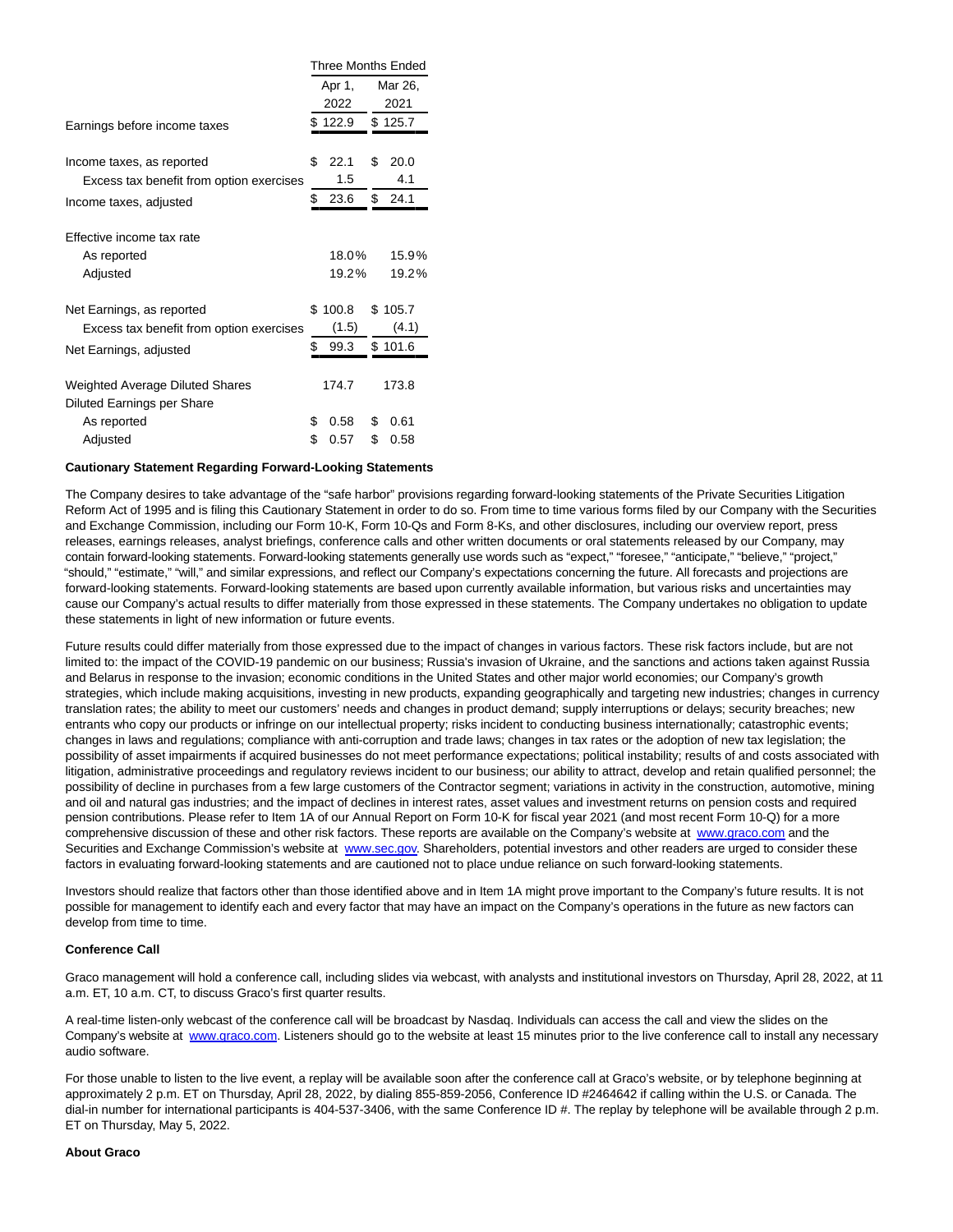| | Three Months Ended | |
|---|---|---|
| | Apr 1, 2022 | Mar 26, 2021 |
| Earnings before income taxes | $ 122.9 | $ 125.7 |
| | | |
| Income taxes, as reported | $ 22.1 | $ 20.0 |
| Excess tax benefit from option exercises | 1.5 | 4.1 |
| Income taxes, adjusted | $ 23.6 | $ 24.1 |
| | | |
| Effective income tax rate | | |
| As reported | 18.0% | 15.9% |
| Adjusted | 19.2% | 19.2% |
| | | |
| Net Earnings, as reported | $ 100.8 | $ 105.7 |
| Excess tax benefit from option exercises | (1.5) | (4.1) |
| Net Earnings, adjusted | $ 99.3 | $ 101.6 |
| | | |
| Weighted Average Diluted Shares | 174.7 | 173.8 |
| Diluted Earnings per Share | | |
| As reported | $ 0.58 | $ 0.61 |
| Adjusted | $ 0.57 | $ 0.58 |

**Cautionary Statement Regarding Forward-Looking Statements**

The Company desires to take advantage of the "safe harbor" provisions regarding forward-looking statements of the Private Securities Litigation Reform Act of 1995 and is filing this Cautionary Statement in order to do so. From time to time various forms filed by our Company with the Securities and Exchange Commission, including our Form 10-K, Form 10-Qs and Form 8-Ks, and other disclosures, including our overview report, press releases, earnings releases, analyst briefings, conference calls and other written documents or oral statements released by our Company, may contain forward-looking statements. Forward-looking statements generally use words such as "expect," "foresee," "anticipate," "believe," "project," "should," "estimate," "will," and similar expressions, and reflect our Company's expectations concerning the future. All forecasts and projections are forward-looking statements. Forward-looking statements are based upon currently available information, but various risks and uncertainties may cause our Company's actual results to differ materially from those expressed in these statements. The Company undertakes no obligation to update these statements in light of new information or future events.

Future results could differ materially from those expressed due to the impact of changes in various factors. These risk factors include, but are not limited to: the impact of the COVID-19 pandemic on our business; Russia's invasion of Ukraine, and the sanctions and actions taken against Russia and Belarus in response to the invasion; economic conditions in the United States and other major world economies; our Company's growth strategies, which include making acquisitions, investing in new products, expanding geographically and targeting new industries; changes in currency translation rates; the ability to meet our customers' needs and changes in product demand; supply interruptions or delays; security breaches; new entrants who copy our products or infringe on our intellectual property; risks incident to conducting business internationally; catastrophic events; changes in laws and regulations; compliance with anti-corruption and trade laws; changes in tax rates or the adoption of new tax legislation; the possibility of asset impairments if acquired businesses do not meet performance expectations; political instability; results of and costs associated with litigation, administrative proceedings and regulatory reviews incident to our business; our ability to attract, develop and retain qualified personnel; the possibility of decline in purchases from a few large customers of the Contractor segment; variations in activity in the construction, automotive, mining and oil and natural gas industries; and the impact of declines in interest rates, asset values and investment returns on pension costs and required pension contributions. Please refer to Item 1A of our Annual Report on Form 10-K for fiscal year 2021 (and most recent Form 10-Q) for a more comprehensive discussion of these and other risk factors. These reports are available on the Company's website at www.graco.com and the Securities and Exchange Commission's website at www.sec.gov. Shareholders, potential investors and other readers are urged to consider these factors in evaluating forward-looking statements and are cautioned not to place undue reliance on such forward-looking statements.

Investors should realize that factors other than those identified above and in Item 1A might prove important to the Company's future results. It is not possible for management to identify each and every factor that may have an impact on the Company's operations in the future as new factors can develop from time to time.

**Conference Call**

Graco management will hold a conference call, including slides via webcast, with analysts and institutional investors on Thursday, April 28, 2022, at 11 a.m. ET, 10 a.m. CT, to discuss Graco's first quarter results.

A real-time listen-only webcast of the conference call will be broadcast by Nasdaq. Individuals can access the call and view the slides on the Company's website at www.graco.com. Listeners should go to the website at least 15 minutes prior to the live conference call to install any necessary audio software.

For those unable to listen to the live event, a replay will be available soon after the conference call at Graco's website, or by telephone beginning at approximately 2 p.m. ET on Thursday, April 28, 2022, by dialing 855-859-2056, Conference ID #2464642 if calling within the U.S. or Canada. The dial-in number for international participants is 404-537-3406, with the same Conference ID #. The replay by telephone will be available through 2 p.m. ET on Thursday, May 5, 2022.

**About Graco**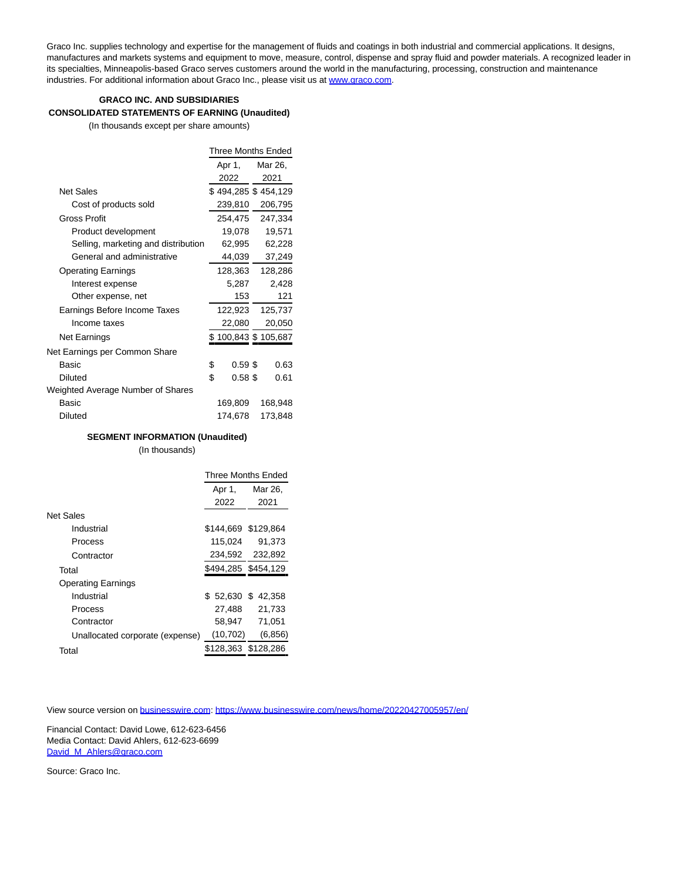Graco Inc. supplies technology and expertise for the management of fluids and coatings in both industrial and commercial applications. It designs, manufactures and markets systems and equipment to move, measure, control, dispense and spray fluid and powder materials. A recognized leader in its specialties, Minneapolis-based Graco serves customers around the world in the manufacturing, processing, construction and maintenance industries. For additional information about Graco Inc., please visit us at www.graco.com.

**GRACO INC. AND SUBSIDIARIES**

**CONSOLIDATED STATEMENTS OF EARNING (Unaudited)**

(In thousands except per share amounts)

| | Three Months Ended | |
|---|---|---|
| | Apr 1, 2022 | Mar 26, 2021 |
| Net Sales | $ 494,285 | $ 454,129 |
| Cost of products sold | 239,810 | 206,795 |
| Gross Profit | 254,475 | 247,334 |
| Product development | 19,078 | 19,571 |
| Selling, marketing and distribution | 62,995 | 62,228 |
| General and administrative | 44,039 | 37,249 |
| Operating Earnings | 128,363 | 128,286 |
| Interest expense | 5,287 | 2,428 |
| Other expense, net | 153 | 121 |
| Earnings Before Income Taxes | 122,923 | 125,737 |
| Income taxes | 22,080 | 20,050 |
| Net Earnings | $ 100,843 | $ 105,687 |
| Net Earnings per Common Share | | |
| Basic | $ 0.59 | $ 0.63 |
| Diluted | $ 0.58 | $ 0.61 |
| Weighted Average Number of Shares | | |
| Basic | 169,809 | 168,948 |
| Diluted | 174,678 | 173,848 |

**SEGMENT INFORMATION (Unaudited)**

(In thousands)

| | Three Months Ended | |
|---|---|---|
| | Apr 1, 2022 | Mar 26, 2021 |
| Net Sales | | |
| Industrial | $144,669 | $129,864 |
| Process | 115,024 | 91,373 |
| Contractor | 234,592 | 232,892 |
| Total | $494,285 | $454,129 |
| Operating Earnings | | |
| Industrial | $ 52,630 | $ 42,358 |
| Process | 27,488 | 21,733 |
| Contractor | 58,947 | 71,051 |
| Unallocated corporate (expense) | (10,702) | (6,856) |
| Total | $128,363 | $128,286 |

View source version on businesswire.com: https://www.businesswire.com/news/home/20220427005957/en/

Financial Contact: David Lowe, 612-623-6456

Media Contact: David Ahlers, 612-623-6699

David_M_Ahlers@graco.com

Source: Graco Inc.